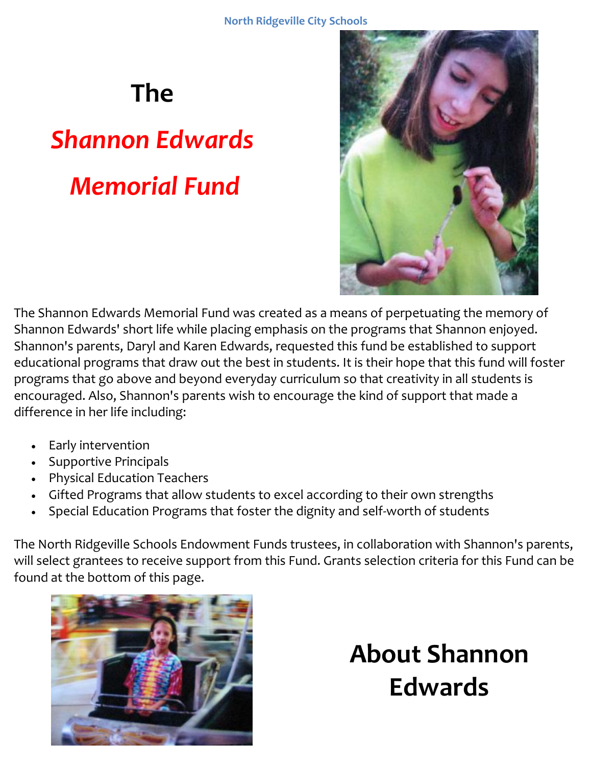# The *Shannon Edwards Memorial Fund*

The Shannon Edwards Memorial Fund was created as a means of perpetuating the memory of Shannon Edwards' short life while placing emphasis on the programs that Shannon enjoyed. Shannon's parents, Daryl and Karen Edwards, requested this fund be established to support educational programs that draw out the best in students. It is their hope that this fund will foster programs that go above and beyond everyday curriculum so that creativity in all students is encouraged. Also, Shannon's parents wish to encourage the kind of support that made a difference in her life including:

- Early intervention
- Supportive Principals
- Physical Education Teachers
- Gifted Programs that allow students to excel according to their own strengths
- Special Education Programs that foster the dignity and self-worth of students

The North Ridgeville Schools Endowment Funds trustees, in collaboration with Shannon's parents, will select grantees to receive support from this Fund. Grants selection criteria for this Fund can be found at the bottom of this page.

## About Shannon Edwards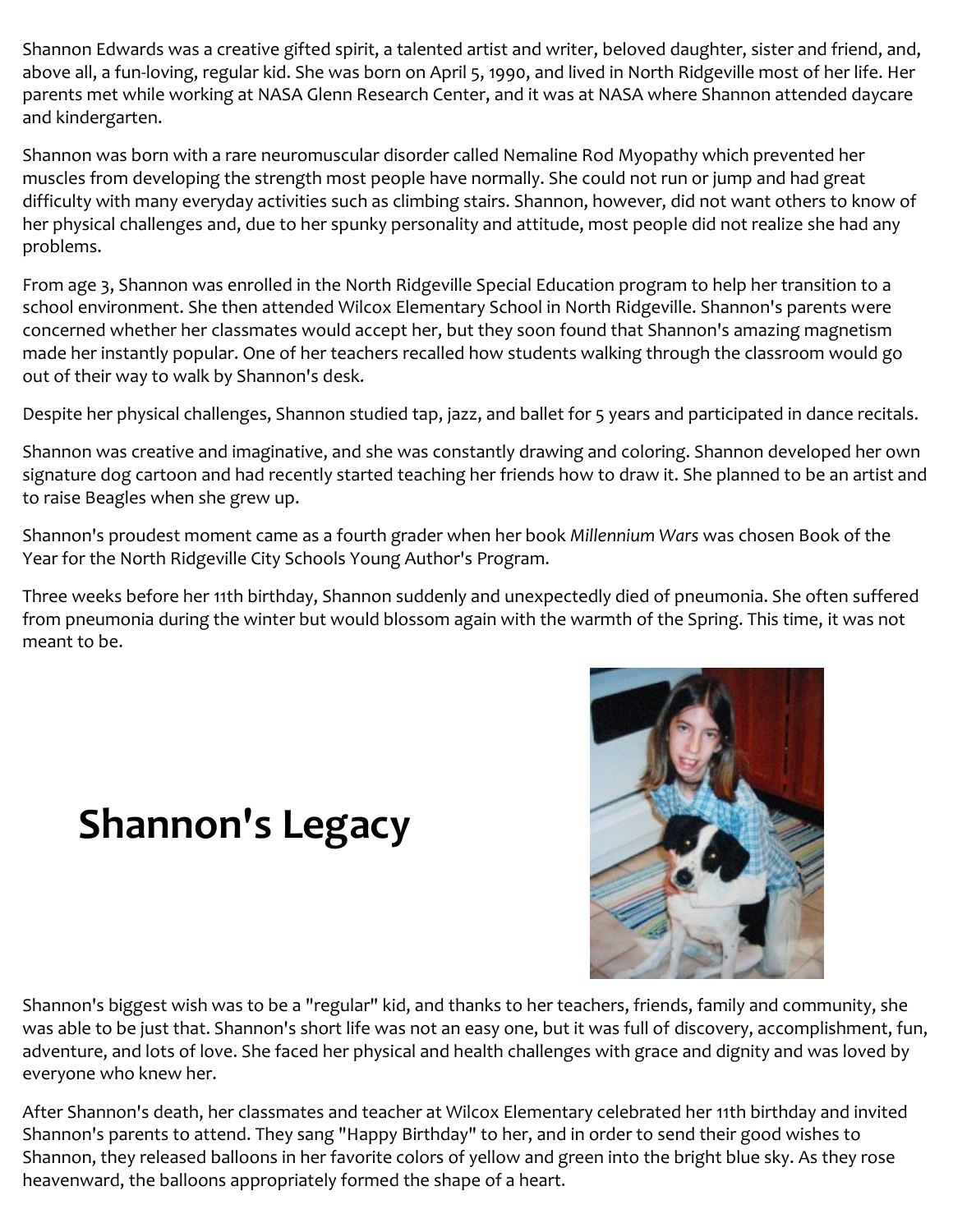Shannon Edwards was a creative gifted spirit, a talented artist and writer, beloved daughter, sister and friend, and, above all, a fun-loving, regular kid. She was born on April 5, 1990, and lived in North Ridgeville most of her life. Her parents met while working at NASA Glenn Research Center, and it was at NASA where Shannon attended daycare and kindergarten.

Shannon was born with a rare neuromuscular disorder called Nemaline Rod Myopathy which prevented her muscles from developing the strength most people have normally. She could not run or jump and had great difficulty with many everyday activities such as climbing stairs. Shannon, however, did not want others to know of her physical challenges and, due to her spunky personality and attitude, most people did not realize she had any problems.

From age 3, Shannon was enrolled in the North Ridgeville Special Education program to help her transition to a school environment. She then attended Wilcox Elementary School in North Ridgeville. Shannon's parents were concerned whether her classmates would accept her, but they soon found that Shannon's amazing magnetism made her instantly popular. One of her teachers recalled how students walking through the classroom would go out of their way to walk by Shannon's desk.

Despite her physical challenges, Shannon studied tap, jazz, and ballet for 5 years and participated in dance recitals.

Shannon was creative and imaginative, and she was constantly drawing and coloring. Shannon developed her own signature dog cartoon and had recently started teaching her friends how to draw it. She planned to be an artist and to raise Beagles when she grew up.

Shannon's proudest moment came as a fourth grader when her book *Millennium Wars* was chosen Book of the Year for the North Ridgeville City Schools Young Author's Program.

Three weeks before her 11th birthday, Shannon suddenly and unexpectedly died of pneumonia. She often suffered from pneumonia during the winter but would blossom again with the warmth of the Spring. This time, it was not meant to be.

# Shannon's Legacy

Shannon's biggest wish was to be a "regular" kid, and thanks to her teachers, friends, family and community, she was able to be just that. Shannon's short life was not an easy one, but it was full of discovery, accomplishment, fun, adventure, and lots of love. She faced her physical and health challenges with grace and dignity and was loved by everyone who knew her.

After Shannon's death, her classmates and teacher at Wilcox Elementary celebrated her 11th birthday and invited Shannon's parents to attend. They sang "Happy Birthday" to her, and in order to send their good wishes to Shannon, they released balloons in her favorite colors of yellow and green into the bright blue sky. As they rose heavenward, the balloons appropriately formed the shape of a heart.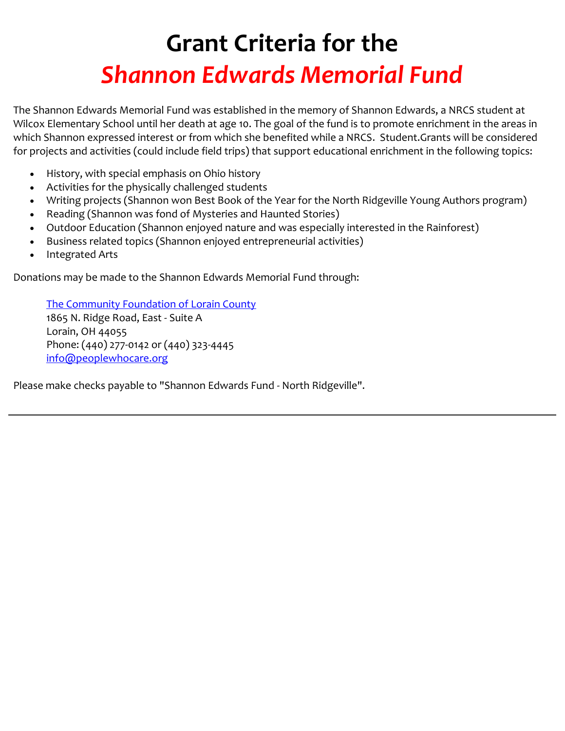# Grant Criteria for the
# *Shannon Edwards Memorial Fund*

The Shannon Edwards Memorial Fund was established in the memory of Shannon Edwards, a NRCS student at Wilcox Elementary School until her death at age 10. The goal of the fund is to promote enrichment in the areas in which Shannon expressed interest or from which she benefited while a NRCS. Student.Grants will be considered for projects and activities (could include field trips) that support educational enrichment in the following topics:

- History, with special emphasis on Ohio history
- Activities for the physically challenged students
- Writing projects (Shannon won Best Book of the Year for the North Ridgeville Young Authors program)
- Reading (Shannon was fond of Mysteries and Haunted Stories)
- Outdoor Education (Shannon enjoyed nature and was especially interested in the Rainforest)
- Business related topics (Shannon enjoyed entrepreneurial activities)
- Integrated Arts

Donations may be made to the Shannon Edwards Memorial Fund through:

> The Community Foundation of Lorain County
> 1865 N. Ridge Road, East - Suite A
> Lorain, OH 44055
> Phone: (440) 277-0142 or (440) 323-4445
> info@peoplewhocare.org

Please make checks payable to "Shannon Edwards Fund - North Ridgeville".

---